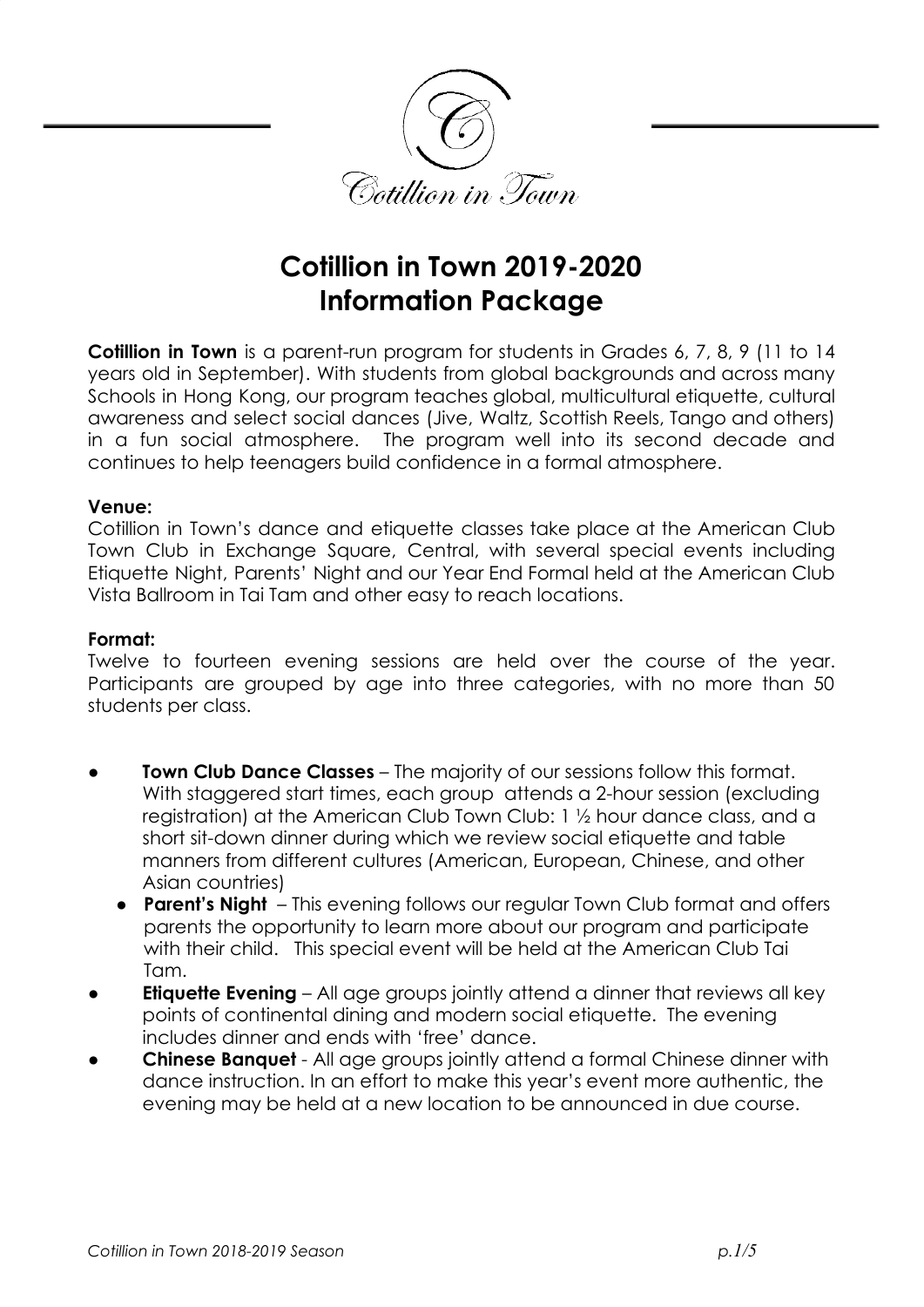Cotillion in Town

# Cotillion in Town 2019-2020 Information Package

**Cotillion in Town** is a parent-run program for students in Grades 6, 7, 8, 9 (11 to 14 years old in September). With students from global backgrounds and across many Schools in Hong Kong, our program teaches global, multicultural etiquette, cultural awareness and select social dances (Jive, Waltz, Scottish Reels, Tango and others) in a fun social atmosphere. The program well into its second decade and continues to help teenagers build confidence in a formal atmosphere.

**Venue:**
Cotillion in Town's dance and etiquette classes take place at the American Club Town Club in Exchange Square, Central, with several special events including Etiquette Night, Parents' Night and our Year End Formal held at the American Club Vista Ballroom in Tai Tam and other easy to reach locations.

**Format:**
Twelve to fourteen evening sessions are held over the course of the year. Participants are grouped by age into three categories, with no more than 50 students per class.

- **Town Club Dance Classes** – The majority of our sessions follow this format. With staggered start times, each group attends a 2-hour session (excluding registration) at the American Club Town Club: 1 ½ hour dance class, and a short sit-down dinner during which we review social etiquette and table manners from different cultures (American, European, Chinese, and other Asian countries)
  - **Parent's Night** – This evening follows our regular Town Club format and offers parents the opportunity to learn more about our program and participate with their child. This special event will be held at the American Club Tai Tam.
- **Etiquette Evening** – All age groups jointly attend a dinner that reviews all key points of continental dining and modern social etiquette. The evening includes dinner and ends with 'free' dance.
- **Chinese Banquet** - All age groups jointly attend a formal Chinese dinner with dance instruction. In an effort to make this year's event more authentic, the evening may be held at a new location to be announced in due course.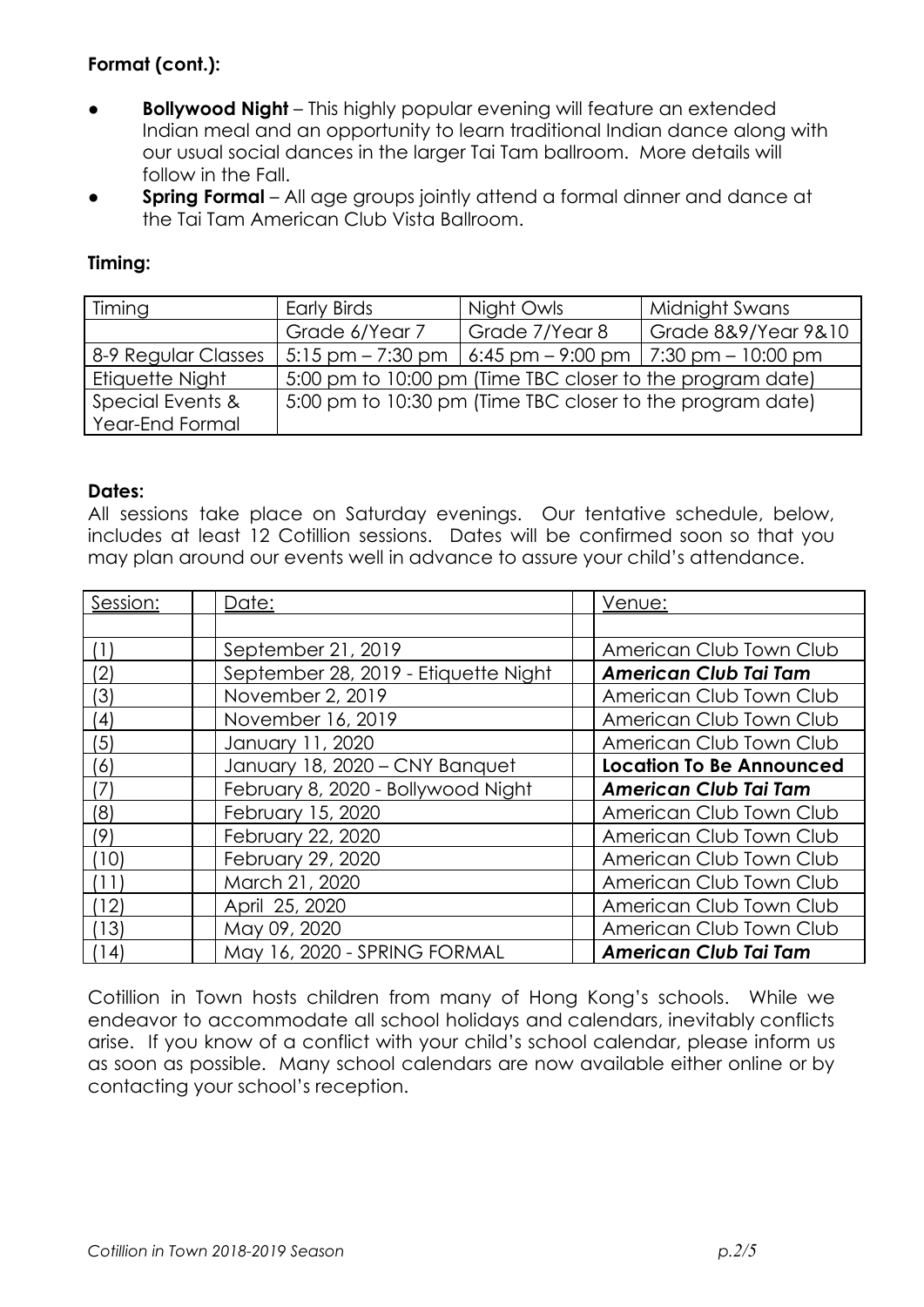**Format (cont.):**

- **Bollywood Night** – This highly popular evening will feature an extended Indian meal and an opportunity to learn traditional Indian dance along with our usual social dances in the larger Tai Tam ballroom. More details will follow in the Fall.
- **Spring Formal** – All age groups jointly attend a formal dinner and dance at the Tai Tam American Club Vista Ballroom.

**Timing:**

| Timing | Early Birds | Night Owls | Midnight Swans |
|---|---|---|---|
| | Grade 6/Year 7 | Grade 7/Year 8 | Grade 8&9/Year 9&10 |
| 8-9 Regular Classes | 5:15 pm – 7:30 pm | 6:45 pm – 9:00 pm | 7:30 pm – 10:00 pm |
| Etiquette Night | 5:00 pm to 10:00 pm (Time TBC closer to the program date) | | |
| Special Events & Year-End Formal | 5:00 pm to 10:30 pm (Time TBC closer to the program date) | | |

**Dates:**

All sessions take place on Saturday evenings. Our tentative schedule, below, includes at least 12 Cotillion sessions. Dates will be confirmed soon so that you may plan around our events well in advance to assure your child's attendance.

| Session: | Date: | Venue: |
|---|---|---|
| (1) | September 21, 2019 | American Club Town Club |
| (2) | September 28, 2019 - Etiquette Night | ***American Club Tai Tam*** |
| (3) | November 2, 2019 | American Club Town Club |
| (4) | November 16, 2019 | American Club Town Club |
| (5) | January 11, 2020 | American Club Town Club |
| (6) | January 18, 2020 – CNY Banquet | **Location To Be Announced** |
| (7) | February 8, 2020 - Bollywood Night | ***American Club Tai Tam*** |
| (8) | February 15, 2020 | American Club Town Club |
| (9) | February 22, 2020 | American Club Town Club |
| (10) | February 29, 2020 | American Club Town Club |
| (11) | March 21, 2020 | American Club Town Club |
| (12) | April 25, 2020 | American Club Town Club |
| (13) | May 09, 2020 | American Club Town Club |
| (14) | May 16, 2020 - SPRING FORMAL | ***American Club Tai Tam*** |

Cotillion in Town hosts children from many of Hong Kong's schools. While we endeavor to accommodate all school holidays and calendars, inevitably conflicts arise. If you know of a conflict with your child's school calendar, please inform us as soon as possible. Many school calendars are now available either online or by contacting your school's reception.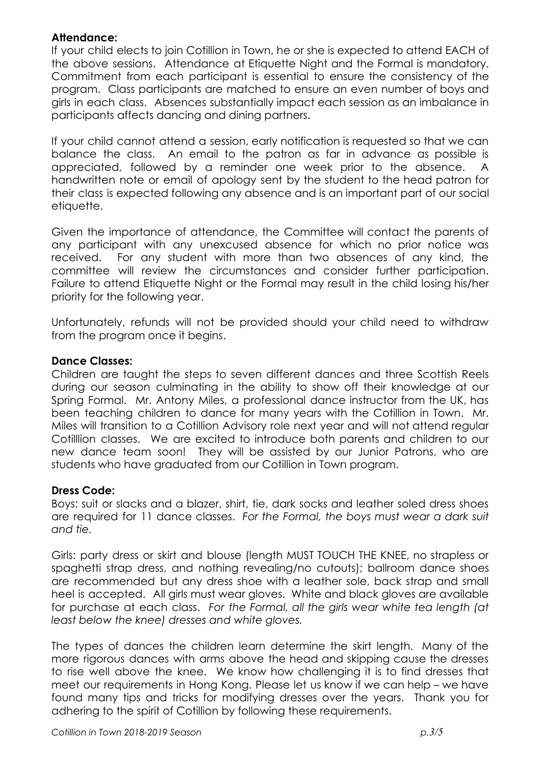**Attendance:**

If your child elects to join Cotillion in Town, he or she is expected to attend EACH of the above sessions. Attendance at Etiquette Night and the Formal is mandatory. Commitment from each participant is essential to ensure the consistency of the program. Class participants are matched to ensure an even number of boys and girls in each class. Absences substantially impact each session as an imbalance in participants affects dancing and dining partners.

If your child cannot attend a session, early notification is requested so that we can balance the class. An email to the patron as far in advance as possible is appreciated, followed by a reminder one week prior to the absence. A handwritten note or email of apology sent by the student to the head patron for their class is expected following any absence and is an important part of our social etiquette.

Given the importance of attendance, the Committee will contact the parents of any participant with any unexcused absence for which no prior notice was received. For any student with more than two absences of any kind, the committee will review the circumstances and consider further participation. Failure to attend Etiquette Night or the Formal may result in the child losing his/her priority for the following year.

Unfortunately, refunds will not be provided should your child need to withdraw from the program once it begins.

**Dance Classes:**

Children are taught the steps to seven different dances and three Scottish Reels during our season culminating in the ability to show off their knowledge at our Spring Formal. Mr. Antony Miles, a professional dance instructor from the UK, has been teaching children to dance for many years with the Cotillion in Town. Mr. Miles will transition to a Cotillion Advisory role next year and will not attend regular Cotilllion classes. We are excited to introduce both parents and children to our new dance team soon! They will be assisted by our Junior Patrons, who are students who have graduated from our Cotillion in Town program.

**Dress Code:**

Boys: suit or slacks and a blazer, shirt, tie, dark socks and leather soled dress shoes are required for 11 dance classes. *For the Formal, the boys must wear a dark suit and tie.*

Girls: party dress or skirt and blouse (length MUST TOUCH THE KNEE, no strapless or spaghetti strap dress, and nothing revealing/no cutouts); ballroom dance shoes are recommended but any dress shoe with a leather sole, back strap and small heel is accepted. All girls must wear gloves. White and black gloves are available for purchase at each class. *For the Formal, all the girls wear white tea length (at least below the knee) dresses and white gloves.*

The types of dances the children learn determine the skirt length. Many of the more rigorous dances with arms above the head and skipping cause the dresses to rise well above the knee. We know how challenging it is to find dresses that meet our requirements in Hong Kong. Please let us know if we can help – we have found many tips and tricks for modifying dresses over the years. Thank you for adhering to the spirit of Cotillion by following these requirements.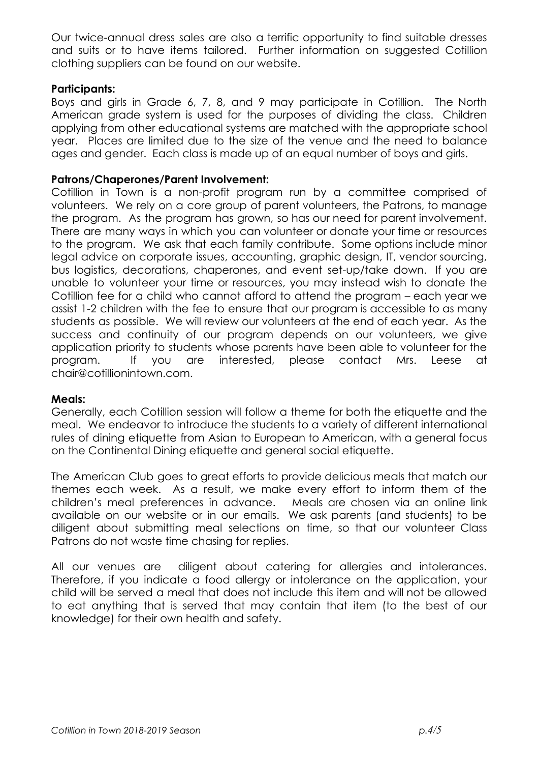Our twice-annual dress sales are also a terrific opportunity to find suitable dresses and suits or to have items tailored. Further information on suggested Cotillion clothing suppliers can be found on our website.

**Participants:**

Boys and girls in Grade 6, 7, 8, and 9 may participate in Cotillion. The North American grade system is used for the purposes of dividing the class. Children applying from other educational systems are matched with the appropriate school year. Places are limited due to the size of the venue and the need to balance ages and gender. Each class is made up of an equal number of boys and girls.

**Patrons/Chaperones/Parent Involvement:**

Cotillion in Town is a non-profit program run by a committee comprised of volunteers. We rely on a core group of parent volunteers, the Patrons, to manage the program. As the program has grown, so has our need for parent involvement. There are many ways in which you can volunteer or donate your time or resources to the program. We ask that each family contribute. Some options include minor legal advice on corporate issues, accounting, graphic design, IT, vendor sourcing, bus logistics, decorations, chaperones, and event set-up/take down. If you are unable to volunteer your time or resources, you may instead wish to donate the Cotillion fee for a child who cannot afford to attend the program – each year we assist 1-2 children with the fee to ensure that our program is accessible to as many students as possible. We will review our volunteers at the end of each year. As the success and continuity of our program depends on our volunteers, we give application priority to students whose parents have been able to volunteer for the program. If you are interested, please contact Mrs. Leese at chair@cotillionintown.com.

**Meals:**

Generally, each Cotillion session will follow a theme for both the etiquette and the meal. We endeavor to introduce the students to a variety of different international rules of dining etiquette from Asian to European to American, with a general focus on the Continental Dining etiquette and general social etiquette.

The American Club goes to great efforts to provide delicious meals that match our themes each week. As a result, we make every effort to inform them of the children's meal preferences in advance. Meals are chosen via an online link available on our website or in our emails. We ask parents (and students) to be diligent about submitting meal selections on time, so that our volunteer Class Patrons do not waste time chasing for replies.

All our venues are diligent about catering for allergies and intolerances. Therefore, if you indicate a food allergy or intolerance on the application, your child will be served a meal that does not include this item and will not be allowed to eat anything that is served that may contain that item (to the best of our knowledge) for their own health and safety.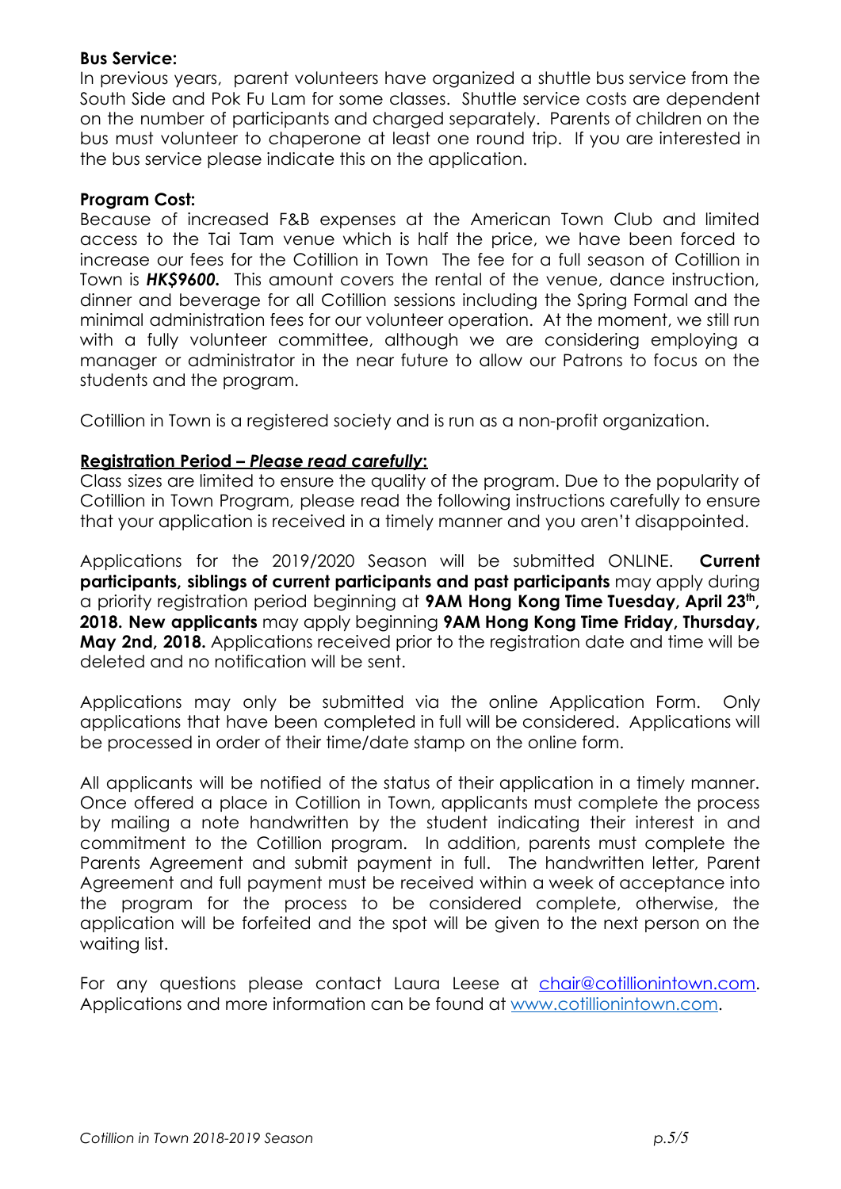**Bus Service:**

In previous years, parent volunteers have organized a shuttle bus service from the South Side and Pok Fu Lam for some classes. Shuttle service costs are dependent on the number of participants and charged separately. Parents of children on the bus must volunteer to chaperone at least one round trip. If you are interested in the bus service please indicate this on the application.

**Program Cost:**

Because of increased F&B expenses at the American Town Club and limited access to the Tai Tam venue which is half the price, we have been forced to increase our fees for the Cotillion in Town The fee for a full season of Cotillion in Town is ***HK$9600.*** This amount covers the rental of the venue, dance instruction, dinner and beverage for all Cotillion sessions including the Spring Formal and the minimal administration fees for our volunteer operation. At the moment, we still run with a fully volunteer committee, although we are considering employing a manager or administrator in the near future to allow our Patrons to focus on the students and the program.

Cotillion in Town is a registered society and is run as a non-profit organization.

**Registration Period – *Please read carefully*:**

Class sizes are limited to ensure the quality of the program. Due to the popularity of Cotillion in Town Program, please read the following instructions carefully to ensure that your application is received in a timely manner and you aren't disappointed.

Applications for the 2019/2020 Season will be submitted ONLINE. **Current participants, siblings of current participants and past participants** may apply during a priority registration period beginning at **9AM Hong Kong Time Tuesday, April 23rd, 2018. New applicants** may apply beginning **9AM Hong Kong Time Friday, Thursday, May 2nd, 2018.** Applications received prior to the registration date and time will be deleted and no notification will be sent.

Applications may only be submitted via the online Application Form. Only applications that have been completed in full will be considered. Applications will be processed in order of their time/date stamp on the online form.

All applicants will be notified of the status of their application in a timely manner. Once offered a place in Cotillion in Town, applicants must complete the process by mailing a note handwritten by the student indicating their interest in and commitment to the Cotillion program. In addition, parents must complete the Parents Agreement and submit payment in full. The handwritten letter, Parent Agreement and full payment must be received within a week of acceptance into the program for the process to be considered complete, otherwise, the application will be forfeited and the spot will be given to the next person on the waiting list.

For any questions please contact Laura Leese at chair@cotillionintown.com. Applications and more information can be found at www.cotillionintown.com.